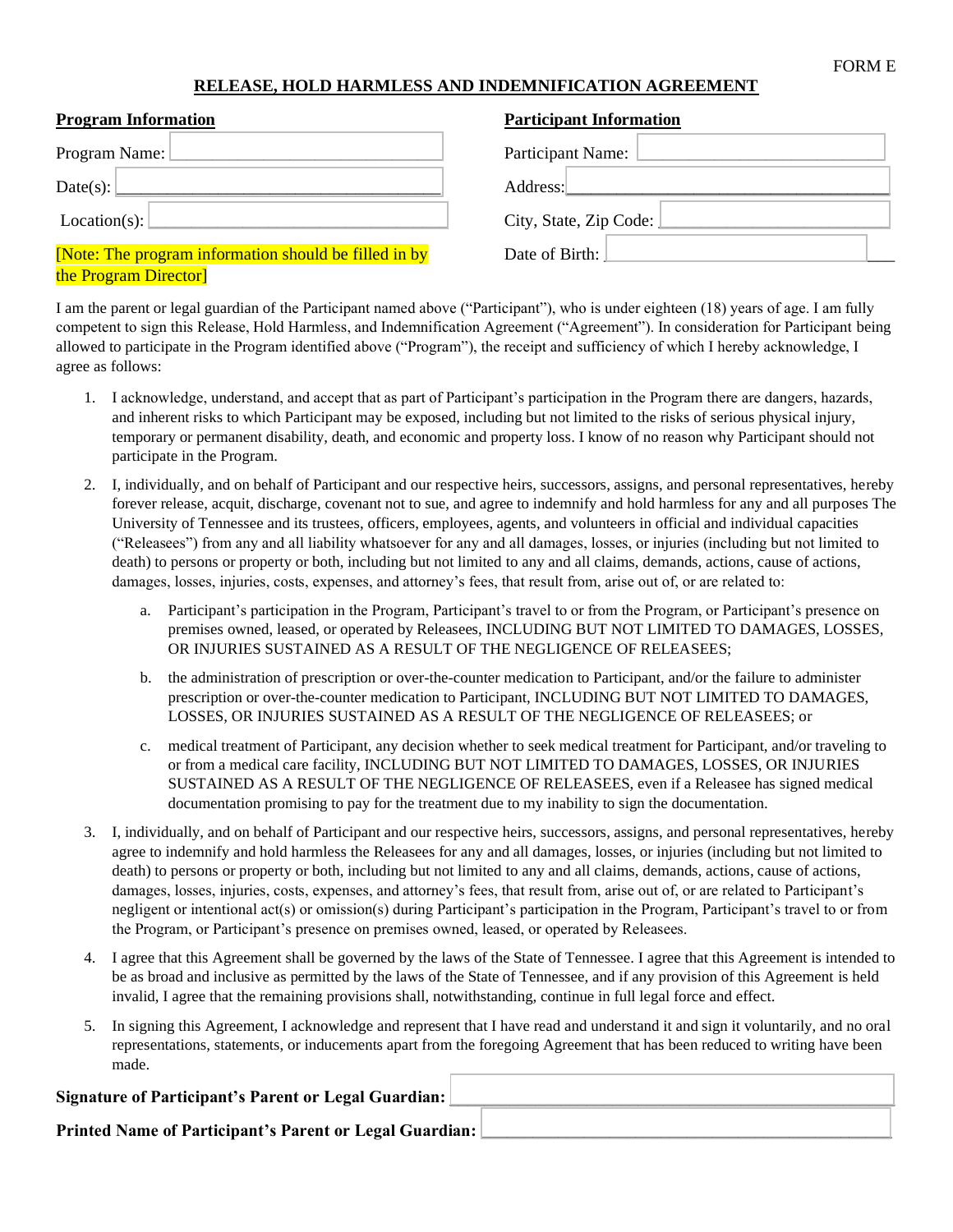FORM E

# RELEASE, HOLD HARMLESS AND INDEMNIFICATION AGREEMENT

**Program Information**

Program Name: ______________________________

Date(s): ______________________________

Location(s): ______________________________

[Note: The program information should be filled in by the Program Director]

**Participant Information**

Participant Name: ______________________________

Address: ______________________________

City, State, Zip Code: ______________________________

Date of Birth: ______________________________

I am the parent or legal guardian of the Participant named above ("Participant"), who is under eighteen (18) years of age. I am fully competent to sign this Release, Hold Harmless, and Indemnification Agreement ("Agreement"). In consideration for Participant being allowed to participate in the Program identified above ("Program"), the receipt and sufficiency of which I hereby acknowledge, I agree as follows:

1. I acknowledge, understand, and accept that as part of Participant's participation in the Program there are dangers, hazards, and inherent risks to which Participant may be exposed, including but not limited to the risks of serious physical injury, temporary or permanent disability, death, and economic and property loss. I know of no reason why Participant should not participate in the Program.

2. I, individually, and on behalf of Participant and our respective heirs, successors, assigns, and personal representatives, hereby forever release, acquit, discharge, covenant not to sue, and agree to indemnify and hold harmless for any and all purposes The University of Tennessee and its trustees, officers, employees, agents, and volunteers in official and individual capacities ("Releasees") from any and all liability whatsoever for any and all damages, losses, or injuries (including but not limited to death) to persons or property or both, including but not limited to any and all claims, demands, actions, cause of actions, damages, losses, injuries, costs, expenses, and attorney's fees, that result from, arise out of, or are related to:

   a. Participant's participation in the Program, Participant's travel to or from the Program, or Participant's presence on premises owned, leased, or operated by Releasees, INCLUDING BUT NOT LIMITED TO DAMAGES, LOSSES, OR INJURIES SUSTAINED AS A RESULT OF THE NEGLIGENCE OF RELEASEES;

   b. the administration of prescription or over-the-counter medication to Participant, and/or the failure to administer prescription or over-the-counter medication to Participant, INCLUDING BUT NOT LIMITED TO DAMAGES, LOSSES, OR INJURIES SUSTAINED AS A RESULT OF THE NEGLIGENCE OF RELEASEES; or

   c. medical treatment of Participant, any decision whether to seek medical treatment for Participant, and/or traveling to or from a medical care facility, INCLUDING BUT NOT LIMITED TO DAMAGES, LOSSES, OR INJURIES SUSTAINED AS A RESULT OF THE NEGLIGENCE OF RELEASEES, even if a Releasee has signed medical documentation promising to pay for the treatment due to my inability to sign the documentation.

3. I, individually, and on behalf of Participant and our respective heirs, successors, assigns, and personal representatives, hereby agree to indemnify and hold harmless the Releasees for any and all damages, losses, or injuries (including but not limited to death) to persons or property or both, including but not limited to any and all claims, demands, actions, cause of actions, damages, losses, injuries, costs, expenses, and attorney's fees, that result from, arise out of, or are related to Participant's negligent or intentional act(s) or omission(s) during Participant's participation in the Program, Participant's travel to or from the Program, or Participant's presence on premises owned, leased, or operated by Releasees.

4. I agree that this Agreement shall be governed by the laws of the State of Tennessee. I agree that this Agreement is intended to be as broad and inclusive as permitted by the laws of the State of Tennessee, and if any provision of this Agreement is held invalid, I agree that the remaining provisions shall, notwithstanding, continue in full legal force and effect.

5. In signing this Agreement, I acknowledge and represent that I have read and understand it and sign it voluntarily, and no oral representations, statements, or inducements apart from the foregoing Agreement that has been reduced to writing have been made.

**Signature of Participant's Parent or Legal Guardian:** ______________________________

**Printed Name of Participant's Parent or Legal Guardian:** ______________________________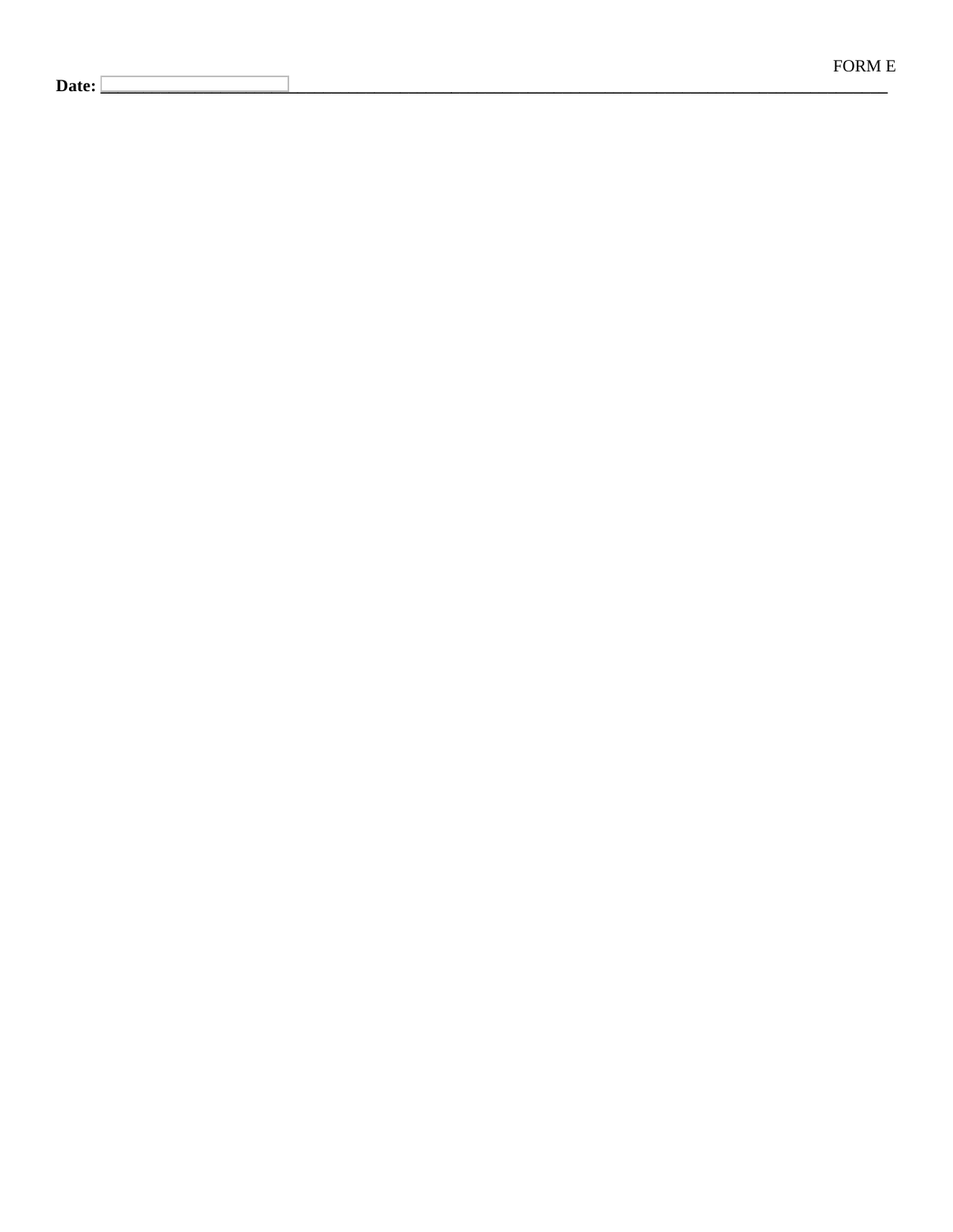FORM E

**Date:** ____________________________________________________________________________________